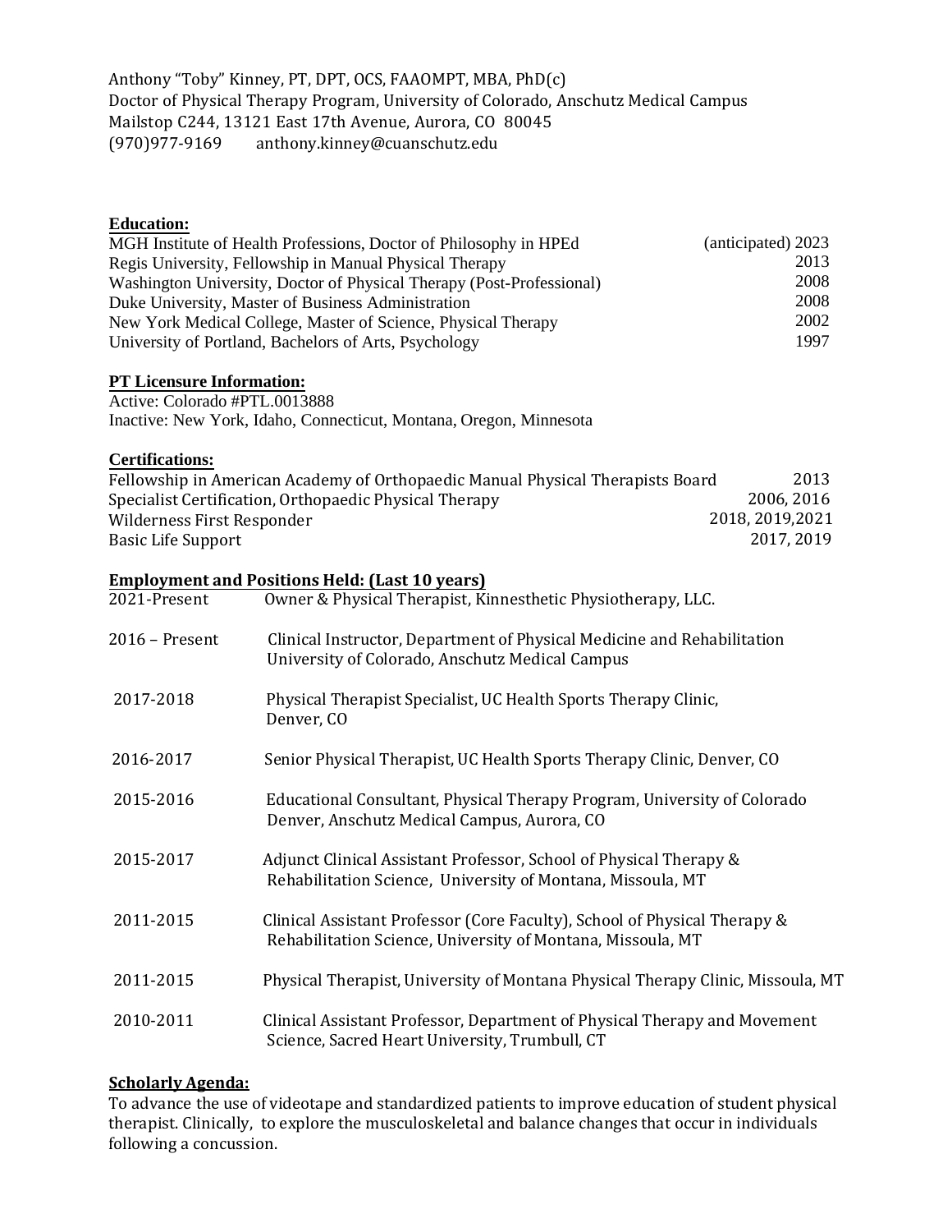Anthony “Toby” Kinney, PT, DPT, OCS, FAAOMPT, MBA, PhD(c)
Doctor of Physical Therapy Program, University of Colorado, Anschutz Medical Campus
Mailstop C244, 13121 East 17th Avenue, Aurora, CO 80045
(970)977-9169 anthony.kinney@cuanschutz.edu

## Education:

| | |
|---|---|
| MGH Institute of Health Professions, Doctor of Philosophy in HPEd | (anticipated) 2023 |
| Regis University, Fellowship in Manual Physical Therapy | 2013 |
| Washington University, Doctor of Physical Therapy (Post-Professional) | 2008 |
| Duke University, Master of Business Administration | 2008 |
| New York Medical College, Master of Science, Physical Therapy | 2002 |
| University of Portland, Bachelors of Arts, Psychology | 1997 |

## PT Licensure Information:

Active: Colorado #PTL.0013888
Inactive: New York, Idaho, Connecticut, Montana, Oregon, Minnesota

## Certifications:

| | |
|---|---|
| Fellowship in American Academy of Orthopaedic Manual Physical Therapists Board | 2013 |
| Specialist Certification, Orthopaedic Physical Therapy | 2006, 2016 |
| Wilderness First Responder | 2018, 2019,2021 |
| Basic Life Support | 2017, 2019 |

## Employment and Positions Held: (Last 10 years)

| | |
|---|---|
| 2021-Present | Owner & Physical Therapist, Kinnesthetic Physiotherapy, LLC. |
| 2016 – Present | Clinical Instructor, Department of Physical Medicine and Rehabilitation University of Colorado, Anschutz Medical Campus |
| 2017-2018 | Physical Therapist Specialist, UC Health Sports Therapy Clinic, Denver, CO |
| 2016-2017 | Senior Physical Therapist, UC Health Sports Therapy Clinic, Denver, CO |
| 2015-2016 | Educational Consultant, Physical Therapy Program, University of Colorado Denver, Anschutz Medical Campus, Aurora, CO |
| 2015-2017 | Adjunct Clinical Assistant Professor, School of Physical Therapy & Rehabilitation Science, University of Montana, Missoula, MT |
| 2011-2015 | Clinical Assistant Professor (Core Faculty), School of Physical Therapy & Rehabilitation Science, University of Montana, Missoula, MT |
| 2011-2015 | Physical Therapist, University of Montana Physical Therapy Clinic, Missoula, MT |
| 2010-2011 | Clinical Assistant Professor, Department of Physical Therapy and Movement Science, Sacred Heart University, Trumbull, CT |

## Scholarly Agenda:

To advance the use of videotape and standardized patients to improve education of student physical therapist. Clinically, to explore the musculoskeletal and balance changes that occur in individuals following a concussion.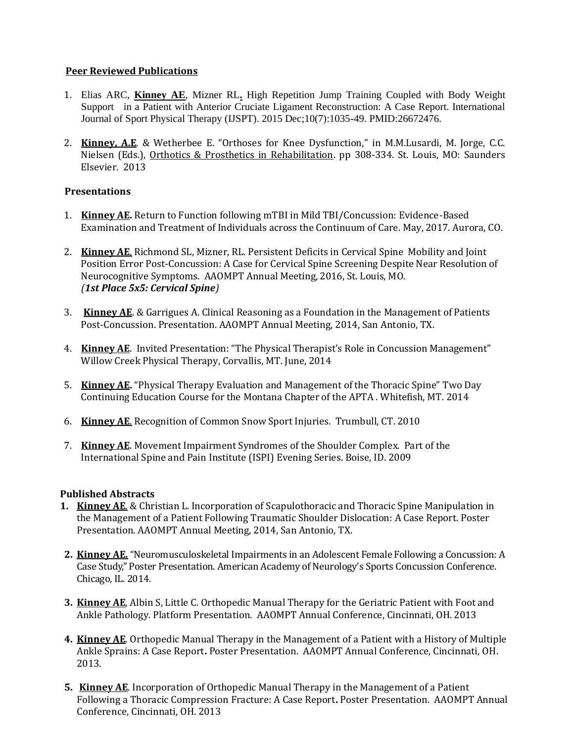**Peer Reviewed Publications**

1. Elias ARC, **Kinney AE**, Mizner RL**.** High Repetition Jump Training Coupled with Body Weight Support in a Patient with Anterior Cruciate Ligament Reconstruction: A Case Report. International Journal of Sport Physical Therapy (IJSPT). 2015 Dec;10(7):1035-49. PMID:26672476.

2. **Kinney, A.E**. & Wetherbee E. "Orthoses for Knee Dysfunction," in M.M.Lusardi, M. Jorge, C.C. Nielsen (Eds.), Orthotics & Prosthetics in Rehabilitation. pp 308-334. St. Louis, MO: Saunders Elsevier. 2013

**Presentations**

1. **Kinney AE.** Return to Function following mTBI in Mild TBI/Concussion: Evidence-Based Examination and Treatment of Individuals across the Continuum of Care. May, 2017. Aurora, CO.

2. **Kinney AE**, Richmond SL, Mizner, RL. Persistent Deficits in Cervical Spine Mobility and Joint Position Error Post-Concussion: A Case for Cervical Spine Screening Despite Near Resolution of Neurocognitive Symptoms. AAOMPT Annual Meeting, 2016, St. Louis, MO.
   ***(1st Place 5x5: Cervical Spine)***

3. **Kinney AE**. & Garrigues A. Clinical Reasoning as a Foundation in the Management of Patients Post-Concussion. Presentation. AAOMPT Annual Meeting, 2014, San Antonio, TX.

4. **Kinney AE**. Invited Presentation: "The Physical Therapist's Role in Concussion Management" Willow Creek Physical Therapy, Corvallis, MT. June, 2014

5. **Kinney AE.** "Physical Therapy Evaluation and Management of the Thoracic Spine" Two Day Continuing Education Course for the Montana Chapter of the APTA . Whitefish, MT. 2014

6. **Kinney AE.** Recognition of Common Snow Sport Injuries. Trumbull, CT. 2010

7. **Kinney AE**. Movement Impairment Syndromes of the Shoulder Complex. Part of the International Spine and Pain Institute (ISPI) Evening Series. Boise, ID. 2009

**Published Abstracts**

1. **Kinney AE**. & Christian L. Incorporation of Scapulothoracic and Thoracic Spine Manipulation in the Management of a Patient Following Traumatic Shoulder Dislocation: A Case Report. Poster Presentation. AAOMPT Annual Meeting, 2014, San Antonio, TX.

2. **Kinney AE.** "Neuromusculoskeletal Impairments in an Adolescent Female Following a Concussion: A Case Study," Poster Presentation. American Academy of Neurology's Sports Concussion Conference. Chicago, IL. 2014.

3. **Kinney AE**, Albin S, Little C. Orthopedic Manual Therapy for the Geriatric Patient with Foot and Ankle Pathology. Platform Presentation. AAOMPT Annual Conference, Cincinnati, OH. 2013

4. **Kinney AE**. Orthopedic Manual Therapy in the Management of a Patient with a History of Multiple Ankle Sprains: A Case Report**.** Poster Presentation. AAOMPT Annual Conference, Cincinnati, OH. 2013.

5. **Kinney AE**. Incorporation of Orthopedic Manual Therapy in the Management of a Patient Following a Thoracic Compression Fracture: A Case Report**.** Poster Presentation. AAOMPT Annual Conference, Cincinnati, OH. 2013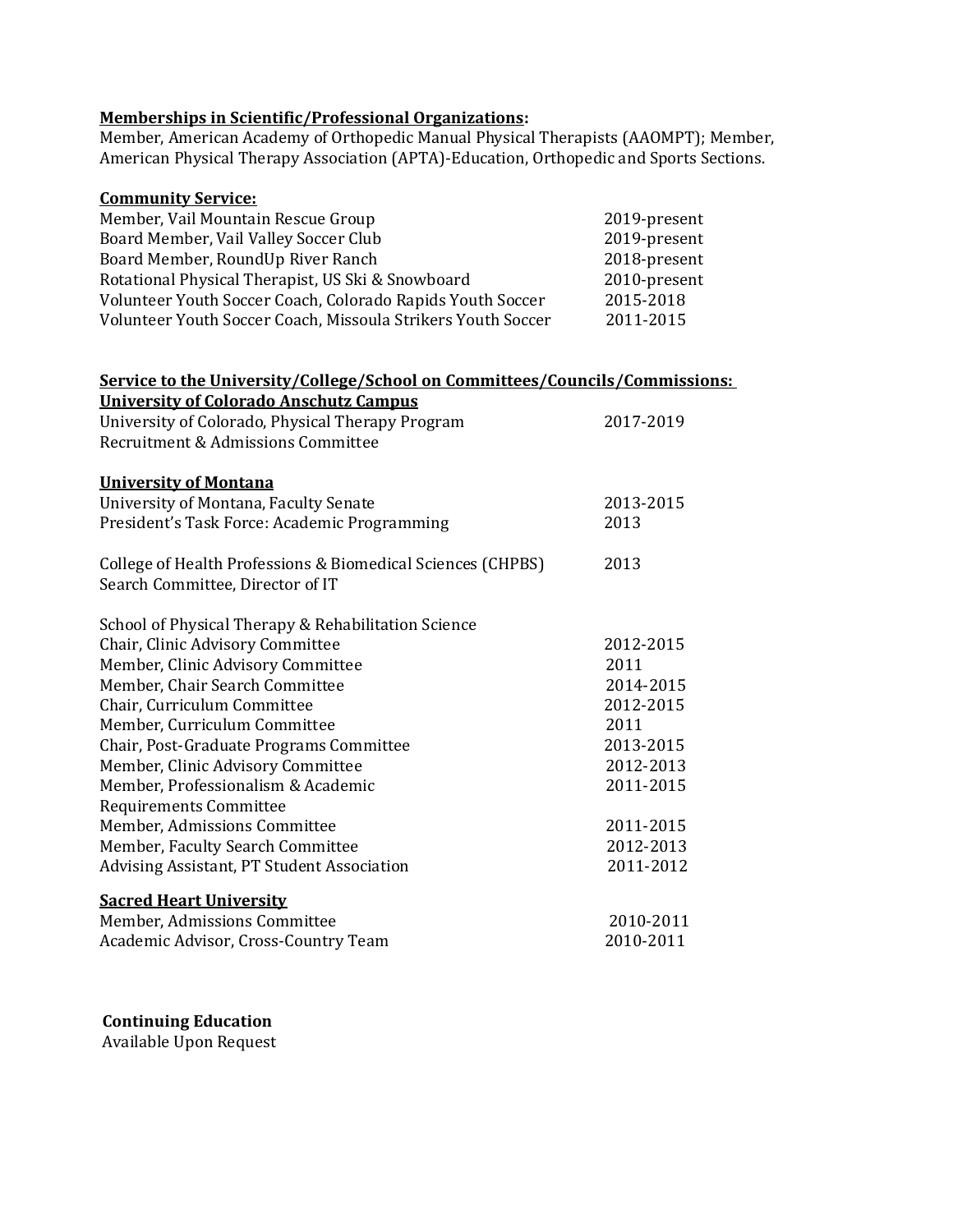**Memberships in Scientific/Professional Organizations:**
Member, American Academy of Orthopedic Manual Physical Therapists (AAOMPT); Member, American Physical Therapy Association (APTA)-Education, Orthopedic and Sports Sections.

**Community Service:**

| | |
|---|---|
| Member, Vail Mountain Rescue Group | 2019-present |
| Board Member, Vail Valley Soccer Club | 2019-present |
| Board Member, RoundUp River Ranch | 2018-present |
| Rotational Physical Therapist, US Ski & Snowboard | 2010-present |
| Volunteer Youth Soccer Coach, Colorado Rapids Youth Soccer | 2015-2018 |
| Volunteer Youth Soccer Coach, Missoula Strikers Youth Soccer | 2011-2015 |

**Service to the University/College/School on Committees/Councils/Commissions:**

**University of Colorado Anschutz Campus**

| | |
|---|---|
| University of Colorado, Physical Therapy Program Recruitment & Admissions Committee | 2017-2019 |

**University of Montana**

| | |
|---|---|
| University of Montana, Faculty Senate | 2013-2015 |
| President's Task Force: Academic Programming | 2013 |
| College of Health Professions & Biomedical Sciences (CHPBS) Search Committee, Director of IT | 2013 |

School of Physical Therapy & Rehabilitation Science

| | |
|---|---|
| Chair, Clinic Advisory Committee | 2012-2015 |
| Member, Clinic Advisory Committee | 2011 |
| Member, Chair Search Committee | 2014-2015 |
| Chair, Curriculum Committee | 2012-2015 |
| Member, Curriculum Committee | 2011 |
| Chair, Post-Graduate Programs Committee | 2013-2015 |
| Member, Clinic Advisory Committee | 2012-2013 |
| Member, Professionalism & Academic Requirements Committee | 2011-2015 |
| Member, Admissions Committee | 2011-2015 |
| Member, Faculty Search Committee | 2012-2013 |
| Advising Assistant, PT Student Association | 2011-2012 |

**Sacred Heart University**

| | |
|---|---|
| Member, Admissions Committee | 2010-2011 |
| Academic Advisor, Cross-Country Team | 2010-2011 |

**Continuing Education**
Available Upon Request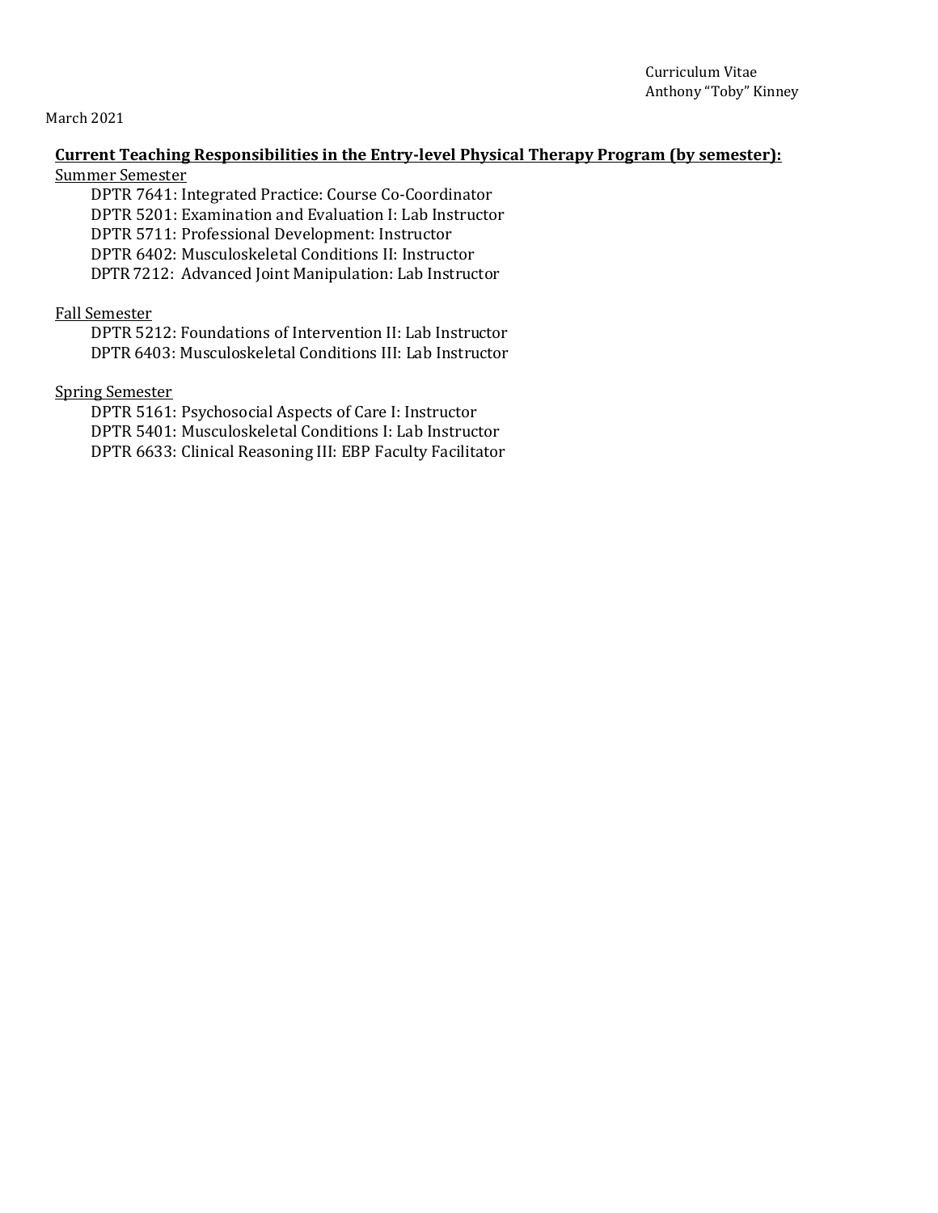March 2021

**Current Teaching Responsibilities in the Entry-level Physical Therapy Program (by semester):**

Summer Semester

- DPTR 7641: Integrated Practice: Course Co-Coordinator
- DPTR 5201: Examination and Evaluation I: Lab Instructor
- DPTR 5711: Professional Development: Instructor
- DPTR 6402: Musculoskeletal Conditions II: Instructor
- DPTR 7212: Advanced Joint Manipulation: Lab Instructor

Fall Semester

- DPTR 5212: Foundations of Intervention II: Lab Instructor
- DPTR 6403: Musculoskeletal Conditions III: Lab Instructor

Spring Semester

- DPTR 5161: Psychosocial Aspects of Care I: Instructor
- DPTR 5401: Musculoskeletal Conditions I: Lab Instructor
- DPTR 6633: Clinical Reasoning III: EBP Faculty Facilitator